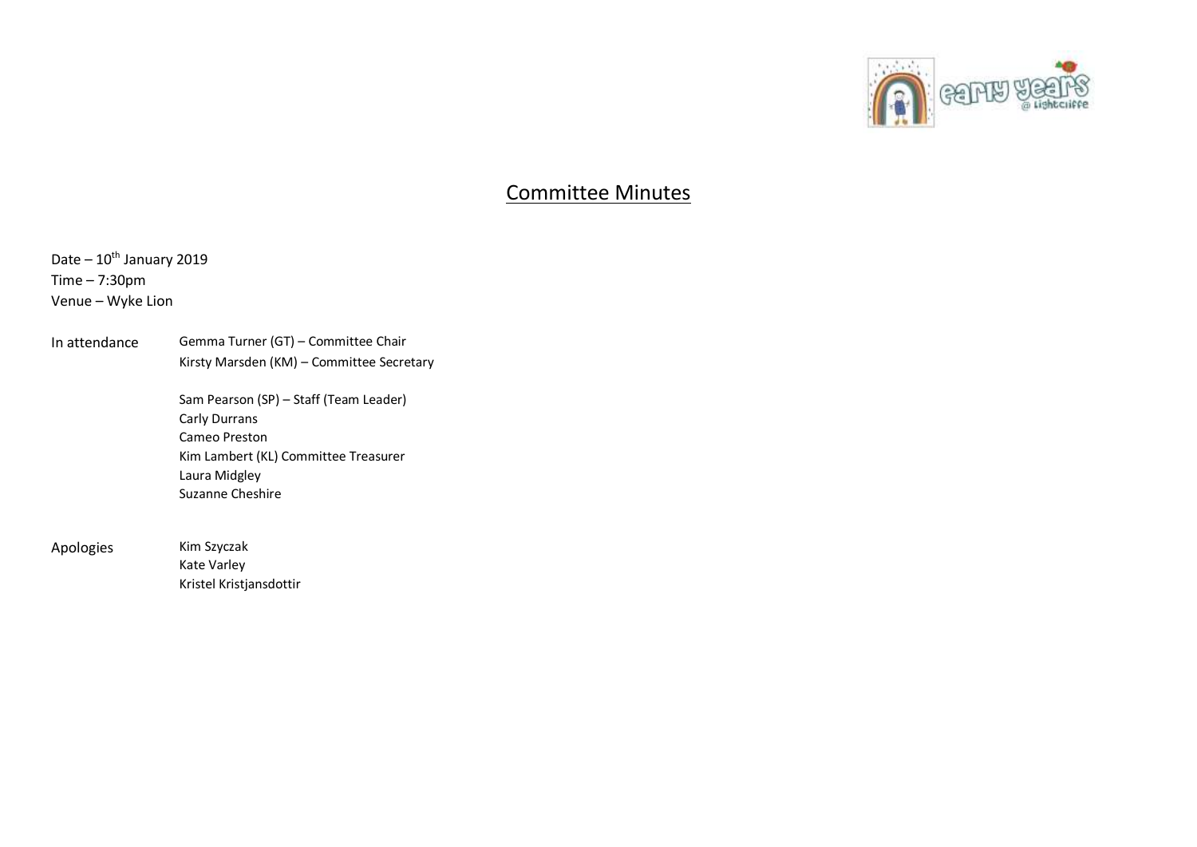# Committee Minutes

Date – 10th January 2019
Time – 7:30pm
Venue – Wyke Lion

In attendance
- Gemma Turner (GT) – Committee Chair
- Kirsty Marsden (KM) – Committee Secretary

- Sam Pearson (SP) – Staff (Team Leader)
- Carly Durrans
- Cameo Preston
- Kim Lambert (KL) Committee Treasurer
- Laura Midgley
- Suzanne Cheshire

Apologies
- Kim Szyczak
- Kate Varley
- Kristel Kristjansdottir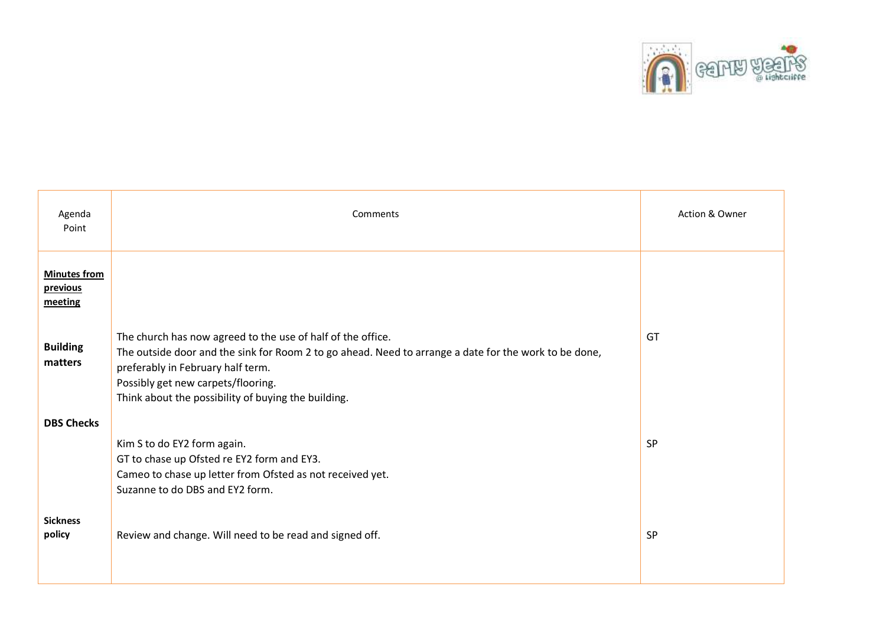| Agenda Point | Comments | Action & Owner |
| --- | --- | --- |
| **Minutes from previous meeting** | | |
| **Building matters** | The church has now agreed to the use of half of the office.<br>The outside door and the sink for Room 2 to go ahead. Need to arrange a date for the work to be done, preferably in February half term.<br>Possibly get new carpets/flooring.<br>Think about the possibility of buying the building. | GT |
| **DBS Checks** | Kim S to do EY2 form again.<br>GT to chase up Ofsted re EY2 form and EY3.<br>Cameo to chase up letter from Ofsted as not received yet.<br>Suzanne to do DBS and EY2 form. | SP |
| **Sickness policy** | Review and change. Will need to be read and signed off. | SP |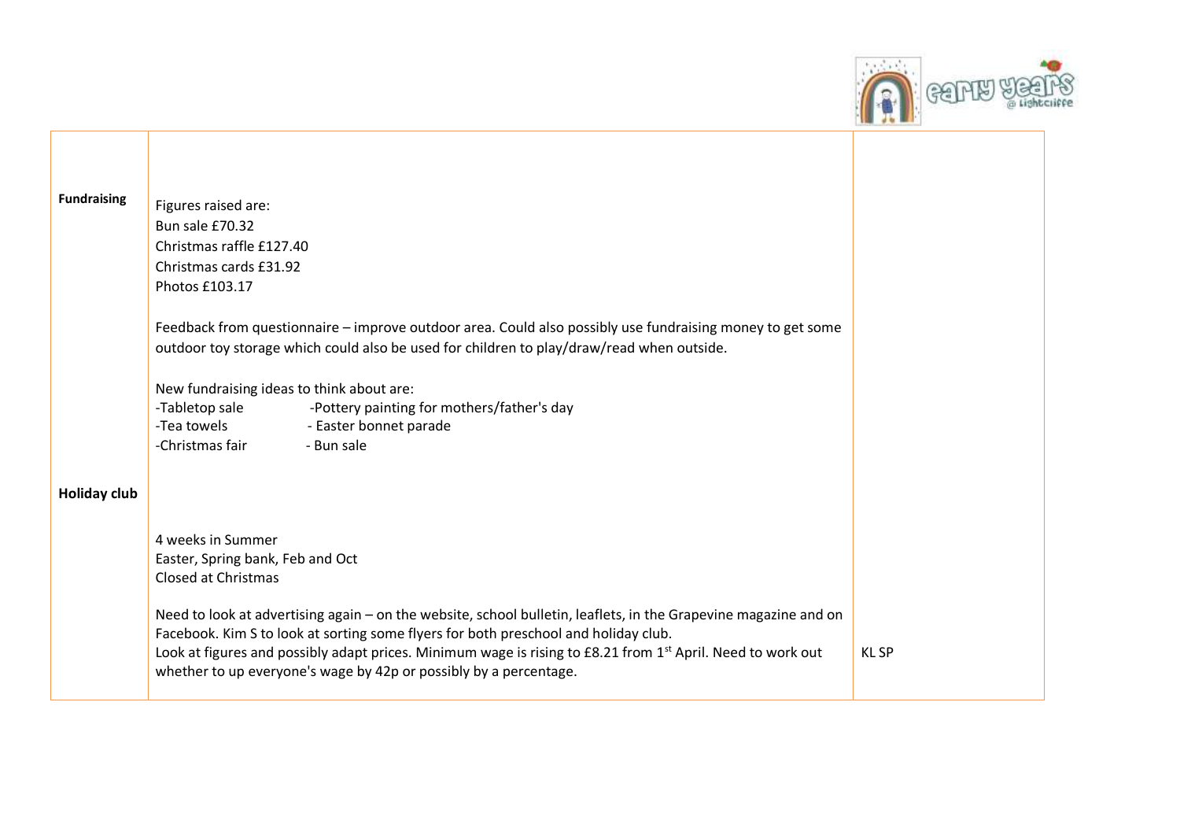| | | |
|---|---|---|
| **Fundraising** | Figures raised are:<br>Bun sale £70.32<br>Christmas raffle £127.40<br>Christmas cards £31.92<br>Photos £103.17<br><br>Feedback from questionnaire – improve outdoor area. Could also possibly use fundraising money to get some outdoor toy storage which could also be used for children to play/draw/read when outside.<br><br>New fundraising ideas to think about are:<br>-Tabletop sale -Pottery painting for mothers/father's day<br>-Tea towels - Easter bonnet parade<br>-Christmas fair - Bun sale | |
| **Holiday club** | 4 weeks in Summer<br>Easter, Spring bank, Feb and Oct<br>Closed at Christmas<br><br>Need to look at advertising again – on the website, school bulletin, leaflets, in the Grapevine magazine and on Facebook. Kim S to look at sorting some flyers for both preschool and holiday club.<br>Look at figures and possibly adapt prices. Minimum wage is rising to £8.21 from 1st April. Need to work out whether to up everyone's wage by 42p or possibly by a percentage. | KL SP |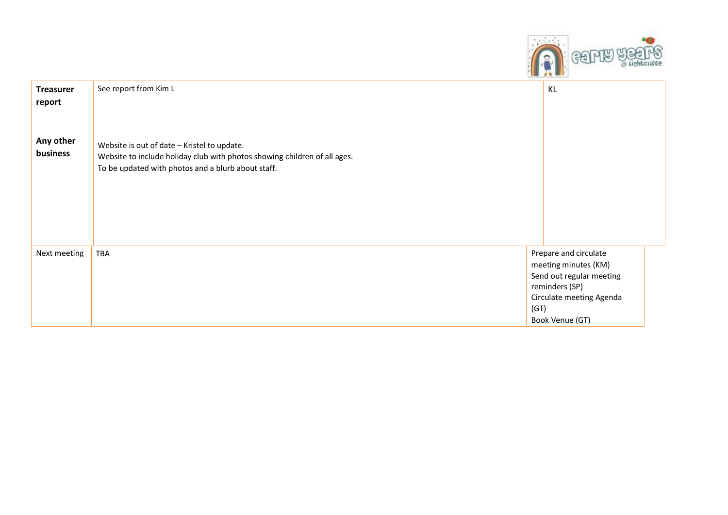| | | |
|---|---|---|
| **Treasurer report**<br><br>**Any other business** | See report from Kim L<br><br>Website is out of date – Kristel to update.<br>Website to include holiday club with photos showing children of all ages.<br>To be updated with photos and a blurb about staff. | KL |
| Next meeting | TBA | Prepare and circulate meeting minutes (KM)<br>Send out regular meeting reminders (SP)<br>Circulate meeting Agenda (GT)<br>Book Venue (GT) |